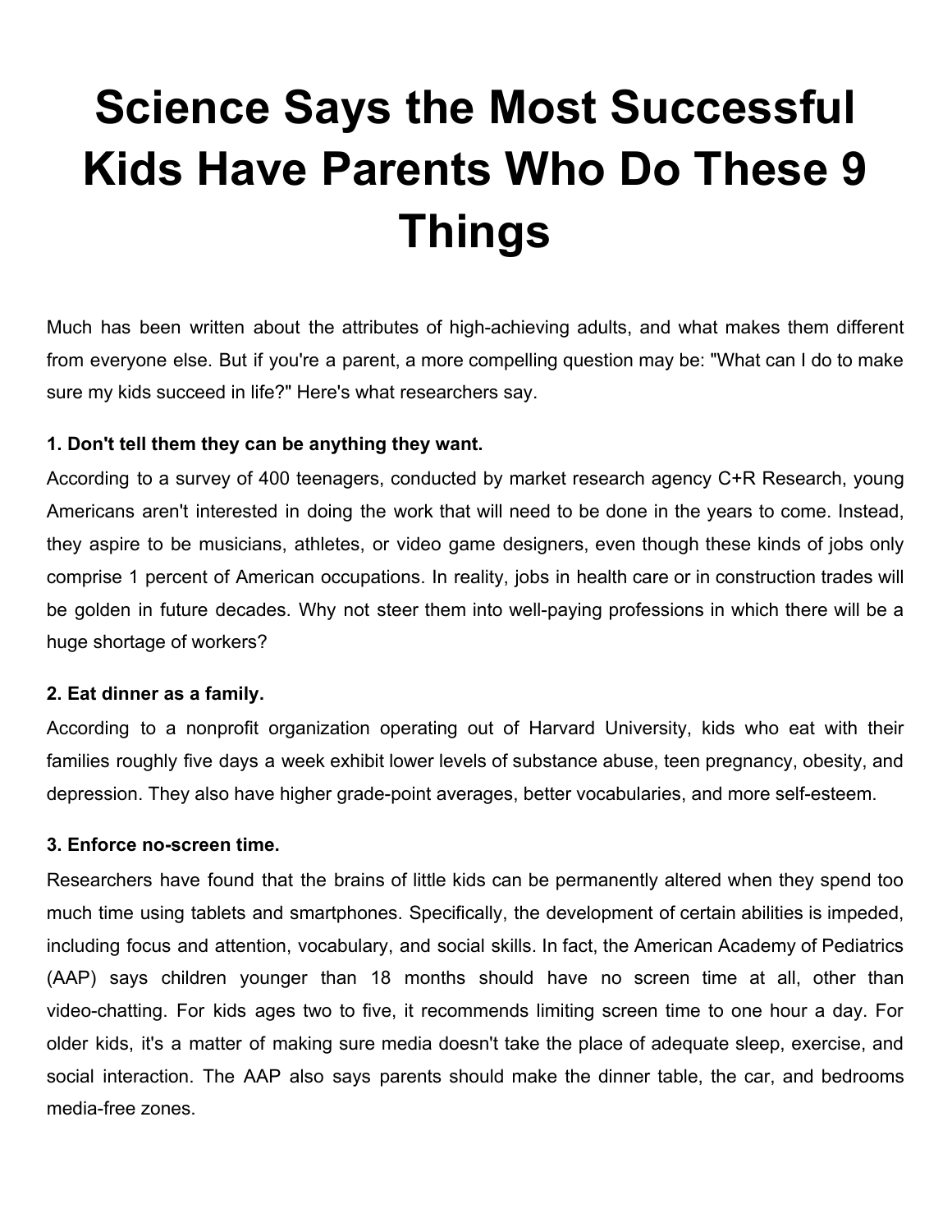# Science Says the Most Successful Kids Have Parents Who Do These 9 Things

Much has been written about the attributes of high-achieving adults, and what makes them different from everyone else. But if you're a parent, a more compelling question may be: "What can I do to make sure my kids succeed in life?" Here's what researchers say.

**1. Don't tell them they can be anything they want.**

According to a survey of 400 teenagers, conducted by market research agency C+R Research, young Americans aren't interested in doing the work that will need to be done in the years to come. Instead, they aspire to be musicians, athletes, or video game designers, even though these kinds of jobs only comprise 1 percent of American occupations. In reality, jobs in health care or in construction trades will be golden in future decades. Why not steer them into well-paying professions in which there will be a huge shortage of workers?

**2. Eat dinner as a family.**

According to a nonprofit organization operating out of Harvard University, kids who eat with their families roughly five days a week exhibit lower levels of substance abuse, teen pregnancy, obesity, and depression. They also have higher grade-point averages, better vocabularies, and more self-esteem.

**3. Enforce no-screen time.**

Researchers have found that the brains of little kids can be permanently altered when they spend too much time using tablets and smartphones. Specifically, the development of certain abilities is impeded, including focus and attention, vocabulary, and social skills. In fact, the American Academy of Pediatrics (AAP) says children younger than 18 months should have no screen time at all, other than video-chatting. For kids ages two to five, it recommends limiting screen time to one hour a day. For older kids, it's a matter of making sure media doesn't take the place of adequate sleep, exercise, and social interaction. The AAP also says parents should make the dinner table, the car, and bedrooms media-free zones.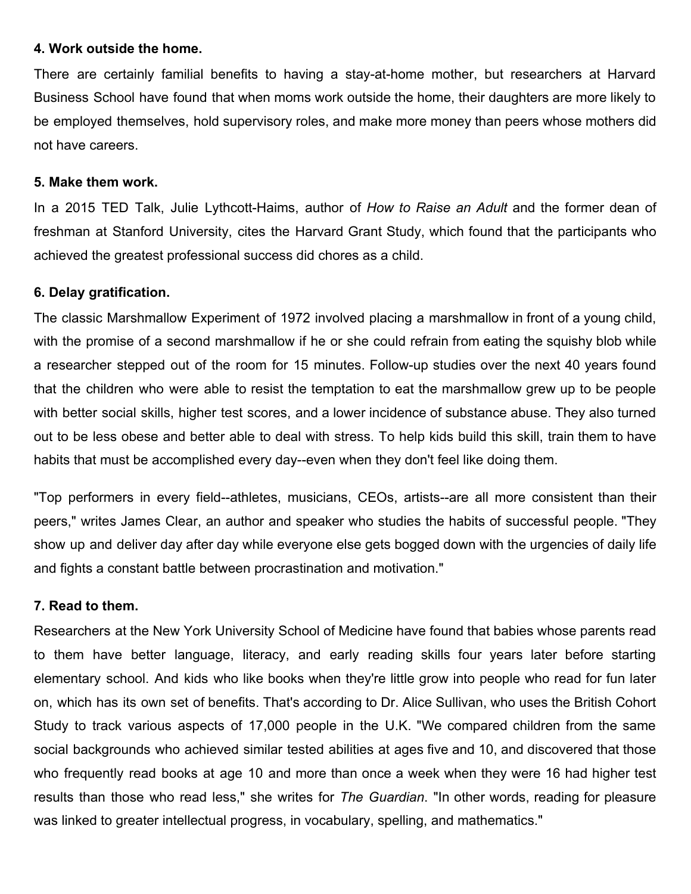**4. Work outside the home.**

There are certainly familial benefits to having a stay-at-home mother, but researchers at Harvard Business School have found that when moms work outside the home, their daughters are more likely to be employed themselves, hold supervisory roles, and make more money than peers whose mothers did not have careers.

**5. Make them work.**

In a 2015 TED Talk, Julie Lythcott-Haims, author of *How to Raise an Adult* and the former dean of freshman at Stanford University, cites the Harvard Grant Study, which found that the participants who achieved the greatest professional success did chores as a child.

**6. Delay gratification.**

The classic Marshmallow Experiment of 1972 involved placing a marshmallow in front of a young child, with the promise of a second marshmallow if he or she could refrain from eating the squishy blob while a researcher stepped out of the room for 15 minutes. Follow-up studies over the next 40 years found that the children who were able to resist the temptation to eat the marshmallow grew up to be people with better social skills, higher test scores, and a lower incidence of substance abuse. They also turned out to be less obese and better able to deal with stress. To help kids build this skill, train them to have habits that must be accomplished every day--even when they don't feel like doing them.

"Top performers in every field--athletes, musicians, CEOs, artists--are all more consistent than their peers," writes James Clear, an author and speaker who studies the habits of successful people. "They show up and deliver day after day while everyone else gets bogged down with the urgencies of daily life and fights a constant battle between procrastination and motivation."

**7. Read to them.**

Researchers at the New York University School of Medicine have found that babies whose parents read to them have better language, literacy, and early reading skills four years later before starting elementary school. And kids who like books when they're little grow into people who read for fun later on, which has its own set of benefits. That's according to Dr. Alice Sullivan, who uses the British Cohort Study to track various aspects of 17,000 people in the U.K. "We compared children from the same social backgrounds who achieved similar tested abilities at ages five and 10, and discovered that those who frequently read books at age 10 and more than once a week when they were 16 had higher test results than those who read less," she writes for *The Guardian*. "In other words, reading for pleasure was linked to greater intellectual progress, in vocabulary, spelling, and mathematics."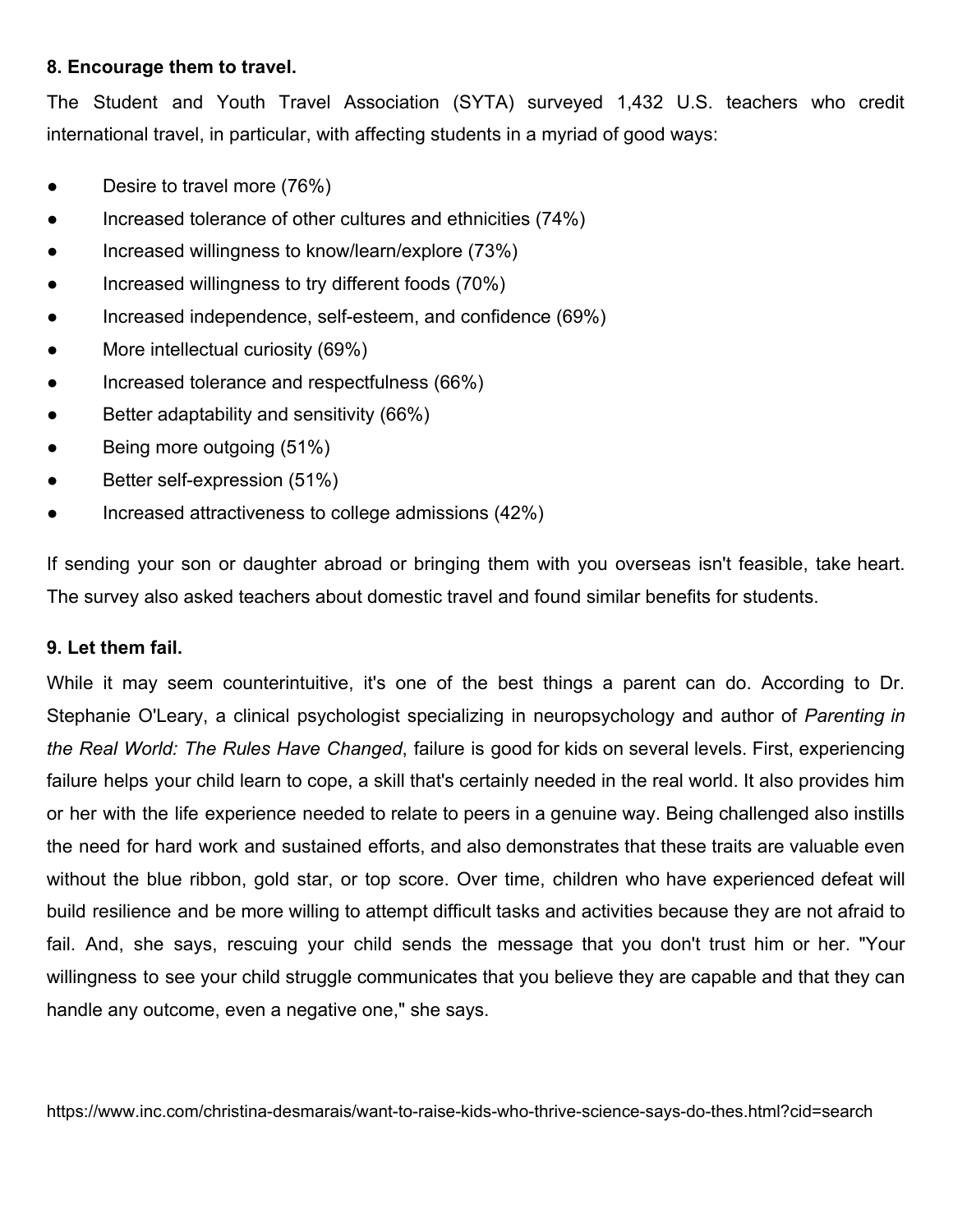**8. Encourage them to travel.**

The Student and Youth Travel Association (SYTA) surveyed 1,432 U.S. teachers who credit international travel, in particular, with affecting students in a myriad of good ways:

- Desire to travel more (76%)
- Increased tolerance of other cultures and ethnicities (74%)
- Increased willingness to know/learn/explore (73%)
- Increased willingness to try different foods (70%)
- Increased independence, self-esteem, and confidence (69%)
- More intellectual curiosity (69%)
- Increased tolerance and respectfulness (66%)
- Better adaptability and sensitivity (66%)
- Being more outgoing (51%)
- Better self-expression (51%)
- Increased attractiveness to college admissions (42%)

If sending your son or daughter abroad or bringing them with you overseas isn't feasible, take heart. The survey also asked teachers about domestic travel and found similar benefits for students.

**9. Let them fail.**

While it may seem counterintuitive, it's one of the best things a parent can do. According to Dr. Stephanie O'Leary, a clinical psychologist specializing in neuropsychology and author of *Parenting in the Real World: The Rules Have Changed*, failure is good for kids on several levels. First, experiencing failure helps your child learn to cope, a skill that's certainly needed in the real world. It also provides him or her with the life experience needed to relate to peers in a genuine way. Being challenged also instills the need for hard work and sustained efforts, and also demonstrates that these traits are valuable even without the blue ribbon, gold star, or top score. Over time, children who have experienced defeat will build resilience and be more willing to attempt difficult tasks and activities because they are not afraid to fail. And, she says, rescuing your child sends the message that you don't trust him or her. "Your willingness to see your child struggle communicates that you believe they are capable and that they can handle any outcome, even a negative one," she says.

https://www.inc.com/christina-desmarais/want-to-raise-kids-who-thrive-science-says-do-thes.html?cid=search